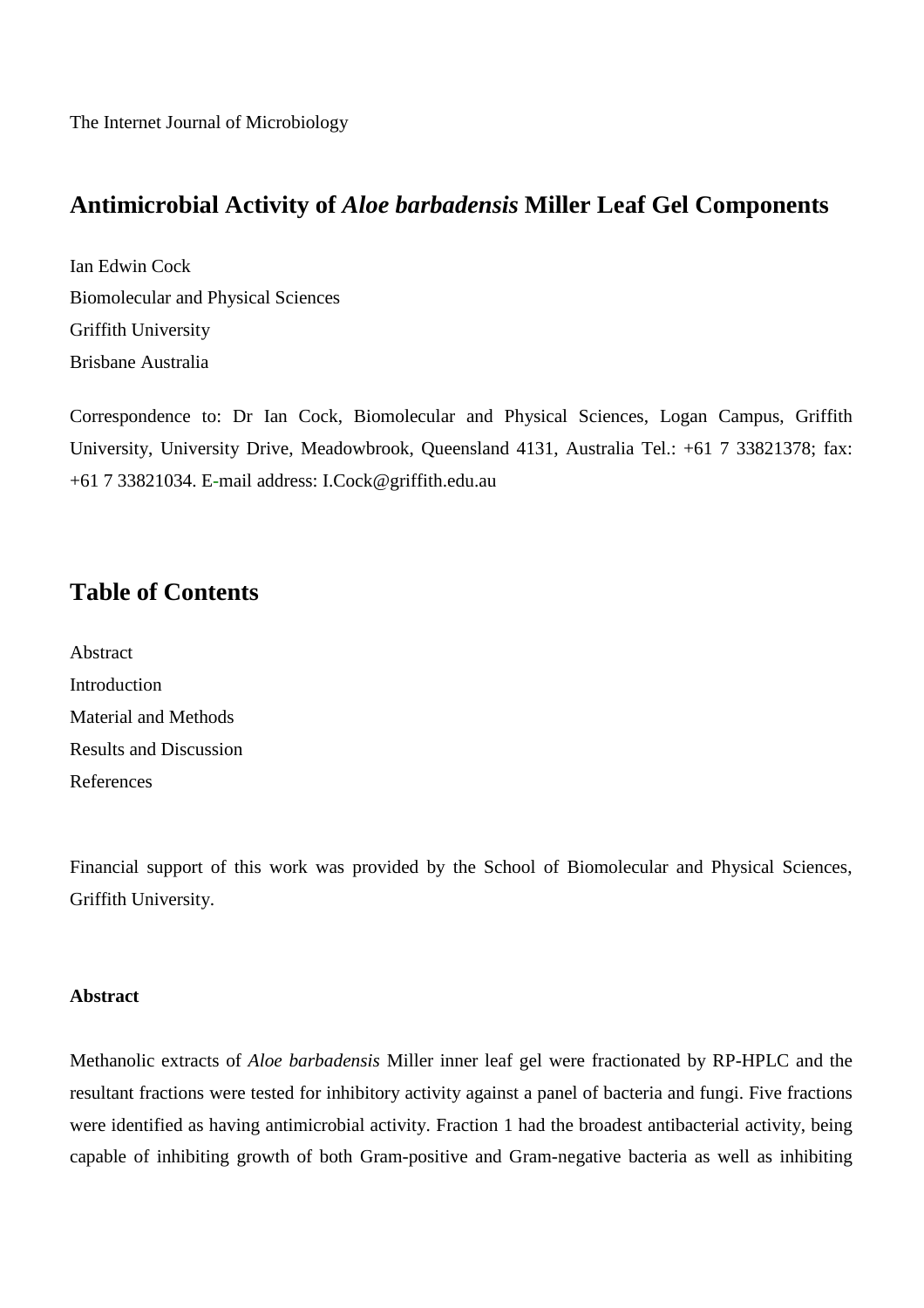The Internet Journal of Microbiology

# Antimicrobial Activity of *Aloe barbadensis* Miller Leaf Gel Components

Ian Edwin Cock
Biomolecular and Physical Sciences
Griffith University
Brisbane Australia

Correspondence to: Dr Ian Cock, Biomolecular and Physical Sciences, Logan Campus, Griffith University, University Drive, Meadowbrook, Queensland 4131, Australia Tel.: +61 7 33821378; fax: +61 7 33821034. E-mail address: I.Cock@griffith.edu.au

## Table of Contents

Abstract
Introduction
Material and Methods
Results and Discussion
References

Financial support of this work was provided by the School of Biomolecular and Physical Sciences, Griffith University.

#### Abstract

Methanolic extracts of *Aloe barbadensis* Miller inner leaf gel were fractionated by RP-HPLC and the resultant fractions were tested for inhibitory activity against a panel of bacteria and fungi. Five fractions were identified as having antimicrobial activity. Fraction 1 had the broadest antibacterial activity, being capable of inhibiting growth of both Gram-positive and Gram-negative bacteria as well as inhibiting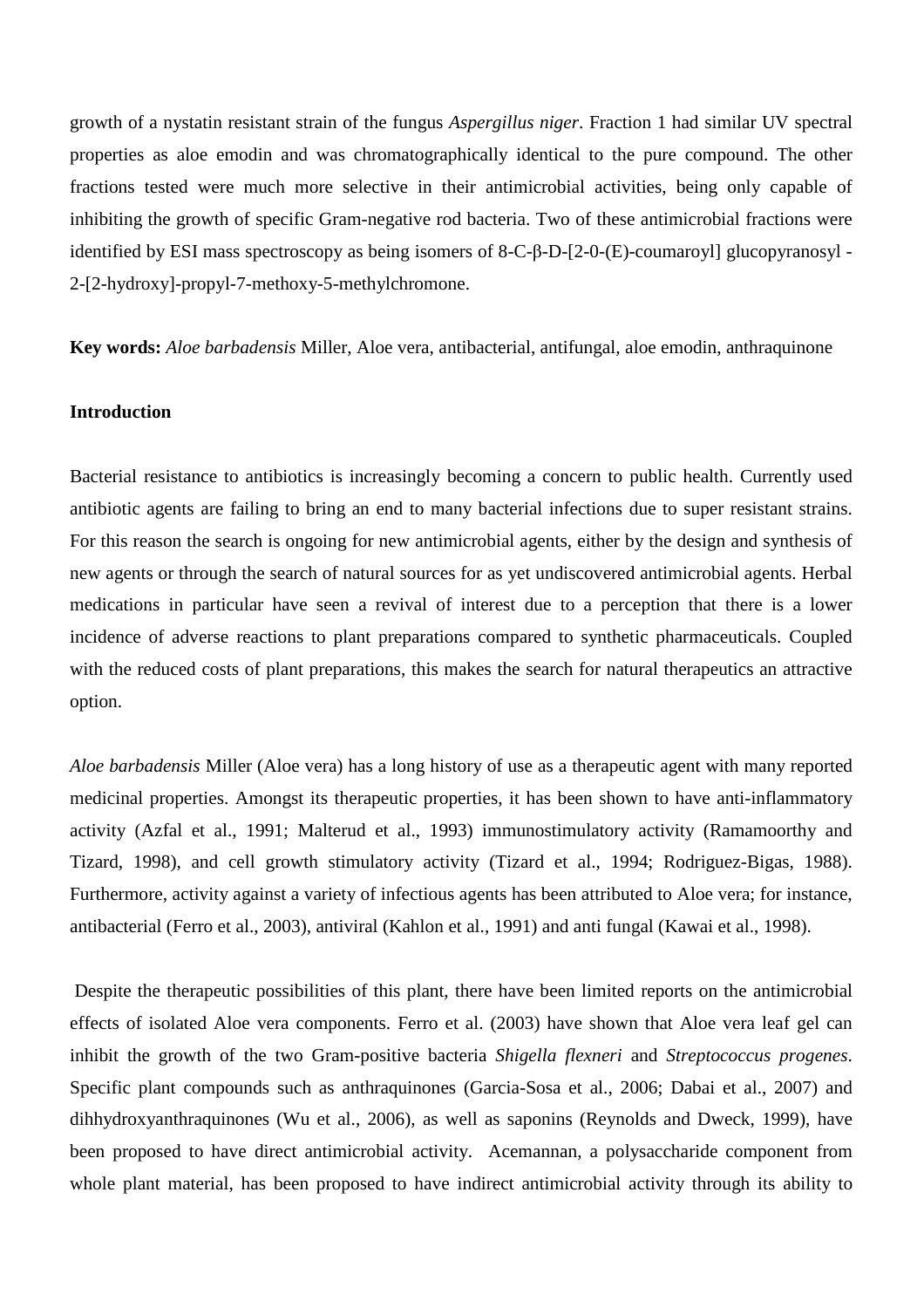growth of a nystatin resistant strain of the fungus *Aspergillus niger*. Fraction 1 had similar UV spectral properties as aloe emodin and was chromatographically identical to the pure compound. The other fractions tested were much more selective in their antimicrobial activities, being only capable of inhibiting the growth of specific Gram-negative rod bacteria. Two of these antimicrobial fractions were identified by ESI mass spectroscopy as being isomers of 8-C-β-D-[2-0-(E)-coumaroyl] glucopyranosyl -2-[2-hydroxy]-propyl-7-methoxy-5-methylchromone.

**Key words:** *Aloe barbadensis* Miller, Aloe vera, antibacterial, antifungal, aloe emodin, anthraquinone

## Introduction

Bacterial resistance to antibiotics is increasingly becoming a concern to public health. Currently used antibiotic agents are failing to bring an end to many bacterial infections due to super resistant strains. For this reason the search is ongoing for new antimicrobial agents, either by the design and synthesis of new agents or through the search of natural sources for as yet undiscovered antimicrobial agents. Herbal medications in particular have seen a revival of interest due to a perception that there is a lower incidence of adverse reactions to plant preparations compared to synthetic pharmaceuticals. Coupled with the reduced costs of plant preparations, this makes the search for natural therapeutics an attractive option.

*Aloe barbadensis* Miller (Aloe vera) has a long history of use as a therapeutic agent with many reported medicinal properties. Amongst its therapeutic properties, it has been shown to have anti-inflammatory activity (Azfal et al., 1991; Malterud et al., 1993) immunostimulatory activity (Ramamoorthy and Tizard, 1998), and cell growth stimulatory activity (Tizard et al., 1994; Rodriguez-Bigas, 1988). Furthermore, activity against a variety of infectious agents has been attributed to Aloe vera; for instance, antibacterial (Ferro et al., 2003), antiviral (Kahlon et al., 1991) and anti fungal (Kawai et al., 1998).

Despite the therapeutic possibilities of this plant, there have been limited reports on the antimicrobial effects of isolated Aloe vera components. Ferro et al. (2003) have shown that Aloe vera leaf gel can inhibit the growth of the two Gram-positive bacteria *Shigella flexneri* and *Streptococcus progenes*. Specific plant compounds such as anthraquinones (Garcia-Sosa et al., 2006; Dabai et al., 2007) and dihhydroxyanthraquinones (Wu et al., 2006), as well as saponins (Reynolds and Dweck, 1999), have been proposed to have direct antimicrobial activity. Acemannan, a polysaccharide component from whole plant material, has been proposed to have indirect antimicrobial activity through its ability to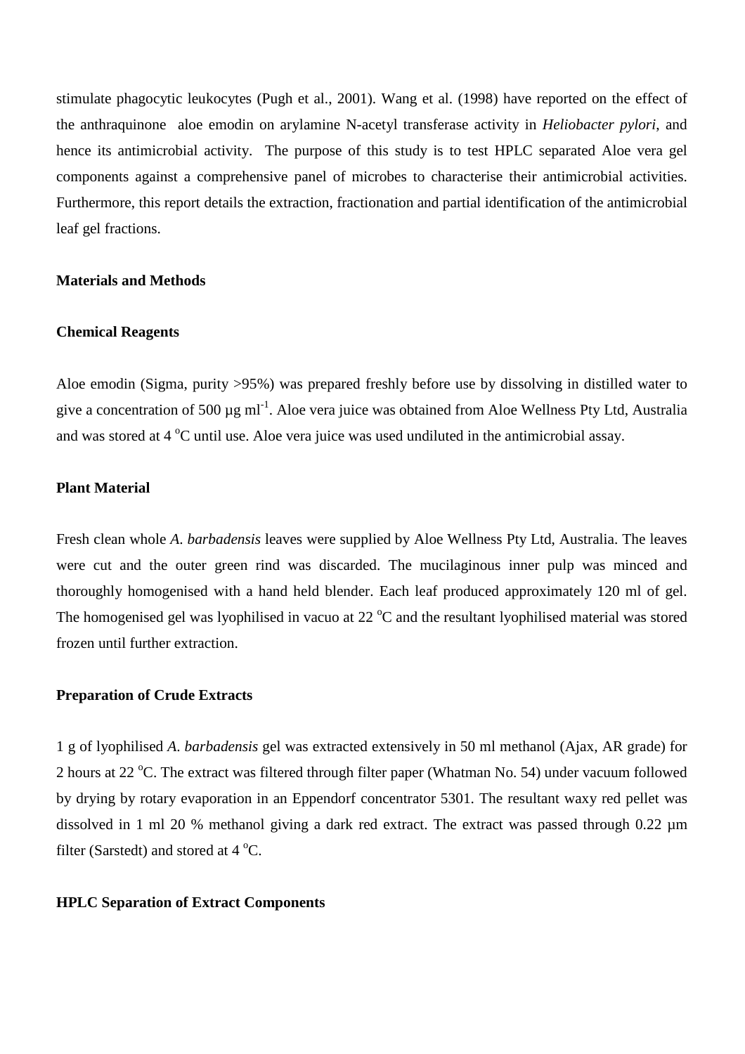stimulate phagocytic leukocytes (Pugh et al., 2001). Wang et al. (1998) have reported on the effect of the anthraquinone aloe emodin on arylamine N-acetyl transferase activity in *Heliobacter pylori*, and hence its antimicrobial activity. The purpose of this study is to test HPLC separated Aloe vera gel components against a comprehensive panel of microbes to characterise their antimicrobial activities. Furthermore, this report details the extraction, fractionation and partial identification of the antimicrobial leaf gel fractions.

## Materials and Methods

### Chemical Reagents

Aloe emodin (Sigma, purity >95%) was prepared freshly before use by dissolving in distilled water to give a concentration of 500 µg ml$^{-1}$. Aloe vera juice was obtained from Aloe Wellness Pty Ltd, Australia and was stored at 4 $^{o}$C until use. Aloe vera juice was used undiluted in the antimicrobial assay.

### Plant Material

Fresh clean whole *A. barbadensis* leaves were supplied by Aloe Wellness Pty Ltd, Australia. The leaves were cut and the outer green rind was discarded. The mucilaginous inner pulp was minced and thoroughly homogenised with a hand held blender. Each leaf produced approximately 120 ml of gel. The homogenised gel was lyophilised in vacuo at 22 $^{o}$C and the resultant lyophilised material was stored frozen until further extraction.

### Preparation of Crude Extracts

1 g of lyophilised *A. barbadensis* gel was extracted extensively in 50 ml methanol (Ajax, AR grade) for 2 hours at 22 $^{o}$C. The extract was filtered through filter paper (Whatman No. 54) under vacuum followed by drying by rotary evaporation in an Eppendorf concentrator 5301. The resultant waxy red pellet was dissolved in 1 ml 20 % methanol giving a dark red extract. The extract was passed through 0.22 µm filter (Sarstedt) and stored at 4 $^{o}$C.

### HPLC Separation of Extract Components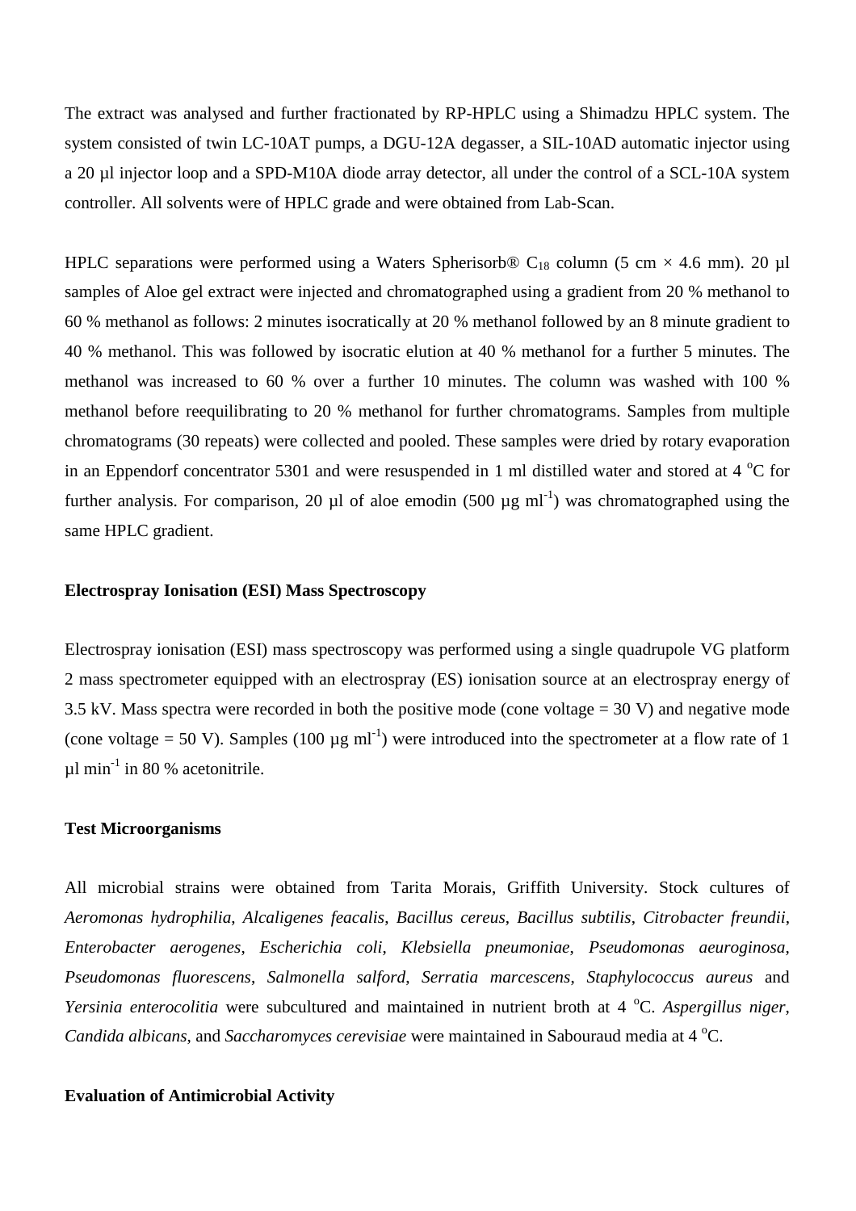The extract was analysed and further fractionated by RP-HPLC using a Shimadzu HPLC system. The system consisted of twin LC-10AT pumps, a DGU-12A degasser, a SIL-10AD automatic injector using a 20 µl injector loop and a SPD-M10A diode array detector, all under the control of a SCL-10A system controller. All solvents were of HPLC grade and were obtained from Lab-Scan.

HPLC separations were performed using a Waters Spherisorb® $C_{18}$ column (5 cm × 4.6 mm). 20 µl samples of Aloe gel extract were injected and chromatographed using a gradient from 20 % methanol to 60 % methanol as follows: 2 minutes isocratically at 20 % methanol followed by an 8 minute gradient to 40 % methanol. This was followed by isocratic elution at 40 % methanol for a further 5 minutes. The methanol was increased to 60 % over a further 10 minutes. The column was washed with 100 % methanol before reequilibrating to 20 % methanol for further chromatograms. Samples from multiple chromatograms (30 repeats) were collected and pooled. These samples were dried by rotary evaporation in an Eppendorf concentrator 5301 and were resuspended in 1 ml distilled water and stored at 4 $^{o}$C for further analysis. For comparison, 20 µl of aloe emodin (500 µg ml$^{-1}$) was chromatographed using the same HPLC gradient.

**Electrospray Ionisation (ESI) Mass Spectroscopy**

Electrospray ionisation (ESI) mass spectroscopy was performed using a single quadrupole VG platform 2 mass spectrometer equipped with an electrospray (ES) ionisation source at an electrospray energy of 3.5 kV. Mass spectra were recorded in both the positive mode (cone voltage = 30 V) and negative mode (cone voltage = 50 V). Samples (100 µg ml$^{-1}$) were introduced into the spectrometer at a flow rate of 1 µl min$^{-1}$ in 80 % acetonitrile.

**Test Microorganisms**

All microbial strains were obtained from Tarita Morais, Griffith University. Stock cultures of *Aeromonas hydrophilia*, *Alcaligenes feacalis*, *Bacillus cereus*, *Bacillus subtilis*, *Citrobacter freundii*, *Enterobacter aerogenes*, *Escherichia coli*, *Klebsiella pneumoniae*, *Pseudomonas aeuroginosa*, *Pseudomonas fluorescens*, *Salmonella salford*, *Serratia marcescens*, *Staphylococcus aureus* and *Yersinia enterocolitia* were subcultured and maintained in nutrient broth at 4 $^{o}$C. *Aspergillus niger*, *Candida albicans*, and *Saccharomyces cerevisiae* were maintained in Sabouraud media at 4 $^{o}$C.

**Evaluation of Antimicrobial Activity**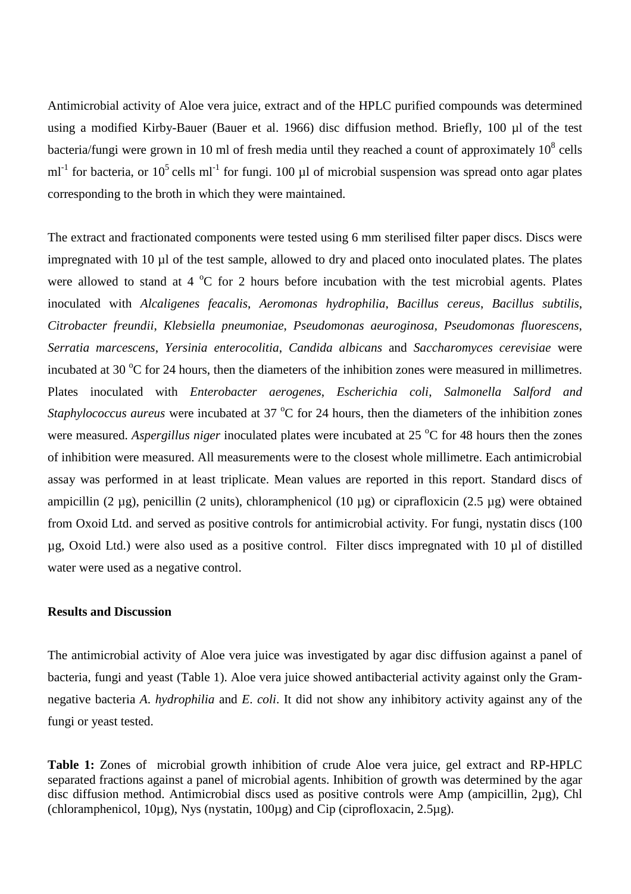Antimicrobial activity of Aloe vera juice, extract and of the HPLC purified compounds was determined using a modified Kirby-Bauer (Bauer et al. 1966) disc diffusion method. Briefly, 100 µl of the test bacteria/fungi were grown in 10 ml of fresh media until they reached a count of approximately $10^8$ cells $ml^{-1}$ for bacteria, or $10^5$ cells $ml^{-1}$ for fungi. 100 µl of microbial suspension was spread onto agar plates corresponding to the broth in which they were maintained.

The extract and fractionated components were tested using 6 mm sterilised filter paper discs. Discs were impregnated with 10 µl of the test sample, allowed to dry and placed onto inoculated plates. The plates were allowed to stand at 4 $^oC$ for 2 hours before incubation with the test microbial agents. Plates inoculated with *Alcaligenes feacalis*, *Aeromonas hydrophilia*, *Bacillus cereus*, *Bacillus subtilis*, *Citrobacter freundii*, *Klebsiella pneumoniae*, *Pseudomonas aeuroginosa*, *Pseudomonas fluorescens*, *Serratia marcescens*, *Yersinia enterocolitia*, *Candida albicans* and *Saccharomyces cerevisiae* were incubated at 30 $^oC$ for 24 hours, then the diameters of the inhibition zones were measured in millimetres. Plates inoculated with *Enterobacter aerogenes*, *Escherichia coli*, *Salmonella Salford and Staphylococcus aureus* were incubated at 37 $^oC$ for 24 hours, then the diameters of the inhibition zones were measured. *Aspergillus niger* inoculated plates were incubated at 25 $^oC$ for 48 hours then the zones of inhibition were measured. All measurements were to the closest whole millimetre. Each antimicrobial assay was performed in at least triplicate. Mean values are reported in this report. Standard discs of ampicillin (2 µg), penicillin (2 units), chloramphenicol (10 µg) or ciprafloxicin (2.5 µg) were obtained from Oxoid Ltd. and served as positive controls for antimicrobial activity. For fungi, nystatin discs (100 µg, Oxoid Ltd.) were also used as a positive control. Filter discs impregnated with 10 µl of distilled water were used as a negative control.

**Results and Discussion**

The antimicrobial activity of Aloe vera juice was investigated by agar disc diffusion against a panel of bacteria, fungi and yeast (Table 1). Aloe vera juice showed antibacterial activity against only the Gram-negative bacteria *A. hydrophilia* and *E. coli*. It did not show any inhibitory activity against any of the fungi or yeast tested.

**Table 1:** Zones of microbial growth inhibition of crude Aloe vera juice, gel extract and RP-HPLC separated fractions against a panel of microbial agents. Inhibition of growth was determined by the agar disc diffusion method. Antimicrobial discs used as positive controls were Amp (ampicillin, 2µg), Chl (chloramphenicol, 10µg), Nys (nystatin, 100µg) and Cip (ciprofloxacin, 2.5µg).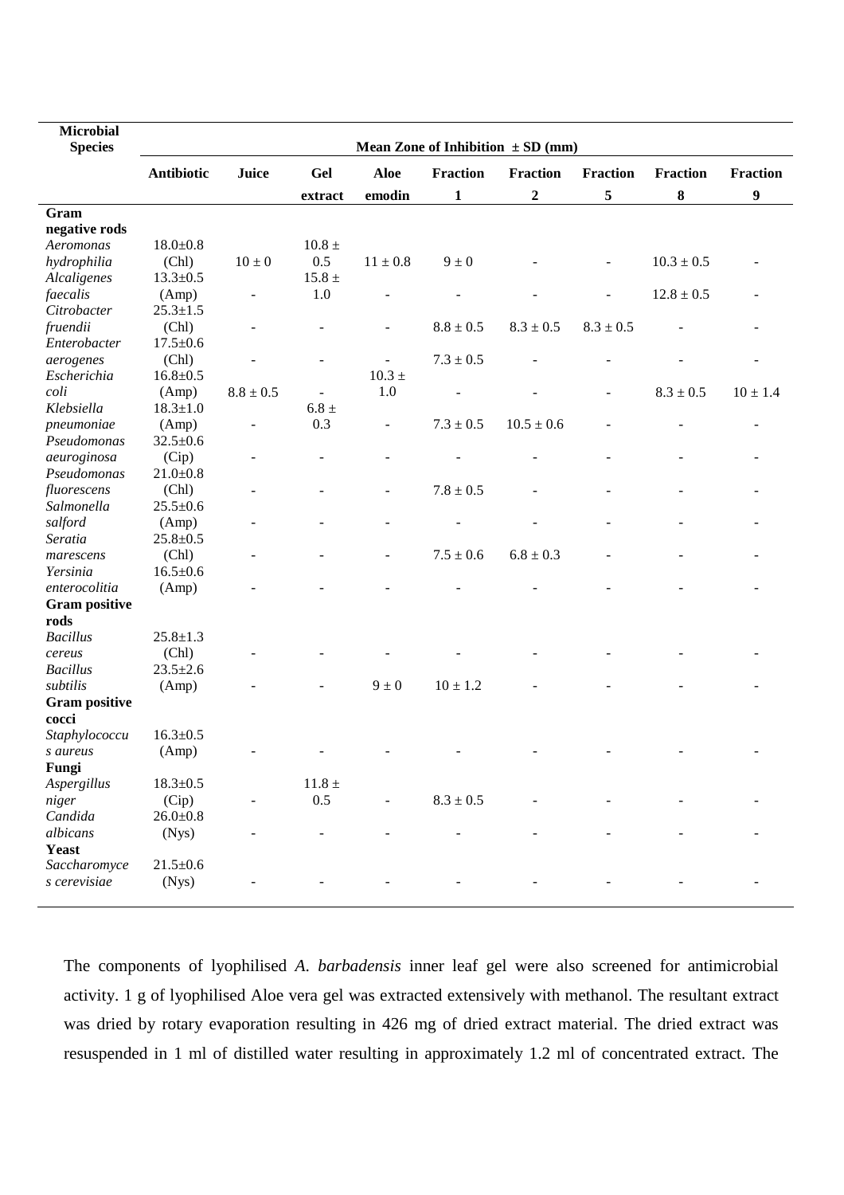| Microbial Species | Mean Zone of Inhibition ± SD (mm) | | | | | | | | |
|---|---|---|---|---|---|---|---|---|---|
| | Antibiotic | Juice | Gel extract | Aloe emodin | Fraction 1 | Fraction 2 | Fraction 5 | Fraction 8 | Fraction 9 |
| **Gram negative rods** | | | | | | | | | |
| *Aeromonas hydrophilia* | 18.0±0.8 (Chl) | 10 ± 0 | 10.8 ± 0.5 | 11 ± 0.8 | 9 ± 0 | - | - | 10.3 ± 0.5 | - |
| *Alcaligenes faecalis* | 13.3±0.5 (Amp) | - | 15.8 ± 1.0 | - | - | - | - | 12.8 ± 0.5 | - |
| *Citrobacter fruendii* | 25.3±1.5 (Chl) | - | - | - | 8.8 ± 0.5 | 8.3 ± 0.5 | 8.3 ± 0.5 | - | - |
| *Enterobacter aerogenes* | 17.5±0.6 (Chl) | - | - | - | 7.3 ± 0.5 | - | - | - | - |
| *Escherichia coli* | 16.8±0.5 (Amp) | 8.8 ± 0.5 | - | 10.3 ± 1.0 | - | - | - | 8.3 ± 0.5 | 10 ± 1.4 |
| *Klebsiella pneumoniae* | 18.3±1.0 (Amp) | - | 6.8 ± 0.3 | - | 7.3 ± 0.5 | 10.5 ± 0.6 | - | - | - |
| *Pseudomonas aeuroginosa* | 32.5±0.6 (Cip) | - | - | - | - | - | - | - | - |
| *Pseudomonas fluorescens* | 21.0±0.8 (Chl) | - | - | - | 7.8 ± 0.5 | - | - | - | - |
| *Salmonella salford* | 25.5±0.6 (Amp) | - | - | - | - | - | - | - | - |
| *Seratia marescens* | 25.8±0.5 (Chl) | - | - | - | 7.5 ± 0.6 | 6.8 ± 0.3 | - | - | - |
| *Yersinia enterocolitia* | 16.5±0.6 (Amp) | - | - | - | - | - | - | - | - |
| **Gram positive rods** | | | | | | | | | |
| *Bacillus cereus* | 25.8±1.3 (Chl) | - | - | - | - | - | - | - | - |
| *Bacillus subtilis* | 23.5±2.6 (Amp) | - | - | 9 ± 0 | 10 ± 1.2 | - | - | - | - |
| **Gram positive cocci** | | | | | | | | | |
| *Staphylococcus aureus* | 16.3±0.5 (Amp) | - | - | - | - | - | - | - | - |
| **Fungi** | | | | | | | | | |
| *Aspergillus niger* | 18.3±0.5 (Cip) | - | 11.8 ± 0.5 | - | 8.3 ± 0.5 | - | - | - | - |
| *Candida albicans* | 26.0±0.8 (Nys) | - | - | - | - | - | - | - | - |
| **Yeast** | | | | | | | | | |
| *Saccharomyces cerevisiae* | 21.5±0.6 (Nys) | - | - | - | - | - | - | - | - |

The components of lyophilised *A. barbadensis* inner leaf gel were also screened for antimicrobial activity. 1 g of lyophilised Aloe vera gel was extracted extensively with methanol. The resultant extract was dried by rotary evaporation resulting in 426 mg of dried extract material. The dried extract was resuspended in 1 ml of distilled water resulting in approximately 1.2 ml of concentrated extract. The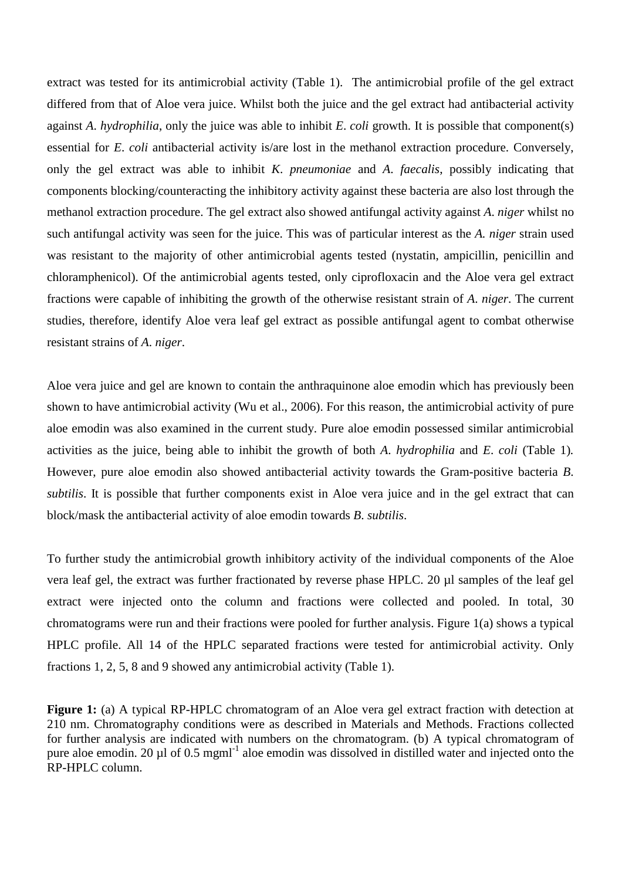extract was tested for its antimicrobial activity (Table 1). The antimicrobial profile of the gel extract differed from that of Aloe vera juice. Whilst both the juice and the gel extract had antibacterial activity against *A. hydrophilia*, only the juice was able to inhibit *E. coli* growth. It is possible that component(s) essential for *E. coli* antibacterial activity is/are lost in the methanol extraction procedure. Conversely, only the gel extract was able to inhibit *K. pneumoniae* and *A. faecalis*, possibly indicating that components blocking/counteracting the inhibitory activity against these bacteria are also lost through the methanol extraction procedure. The gel extract also showed antifungal activity against *A. niger* whilst no such antifungal activity was seen for the juice. This was of particular interest as the *A. niger* strain used was resistant to the majority of other antimicrobial agents tested (nystatin, ampicillin, penicillin and chloramphenicol). Of the antimicrobial agents tested, only ciprofloxacin and the Aloe vera gel extract fractions were capable of inhibiting the growth of the otherwise resistant strain of *A. niger*. The current studies, therefore, identify Aloe vera leaf gel extract as possible antifungal agent to combat otherwise resistant strains of *A. niger*.

Aloe vera juice and gel are known to contain the anthraquinone aloe emodin which has previously been shown to have antimicrobial activity (Wu et al., 2006). For this reason, the antimicrobial activity of pure aloe emodin was also examined in the current study. Pure aloe emodin possessed similar antimicrobial activities as the juice, being able to inhibit the growth of both *A. hydrophilia* and *E. coli* (Table 1). However, pure aloe emodin also showed antibacterial activity towards the Gram-positive bacteria *B. subtilis*. It is possible that further components exist in Aloe vera juice and in the gel extract that can block/mask the antibacterial activity of aloe emodin towards *B. subtilis*.

To further study the antimicrobial growth inhibitory activity of the individual components of the Aloe vera leaf gel, the extract was further fractionated by reverse phase HPLC. 20 µl samples of the leaf gel extract were injected onto the column and fractions were collected and pooled. In total, 30 chromatograms were run and their fractions were pooled for further analysis. Figure 1(a) shows a typical HPLC profile. All 14 of the HPLC separated fractions were tested for antimicrobial activity. Only fractions 1, 2, 5, 8 and 9 showed any antimicrobial activity (Table 1).

**Figure 1:** (a) A typical RP-HPLC chromatogram of an Aloe vera gel extract fraction with detection at 210 nm. Chromatography conditions were as described in Materials and Methods. Fractions collected for further analysis are indicated with numbers on the chromatogram. (b) A typical chromatogram of pure aloe emodin. 20 µl of 0.5 $mgml^{-1}$ aloe emodin was dissolved in distilled water and injected onto the RP-HPLC column.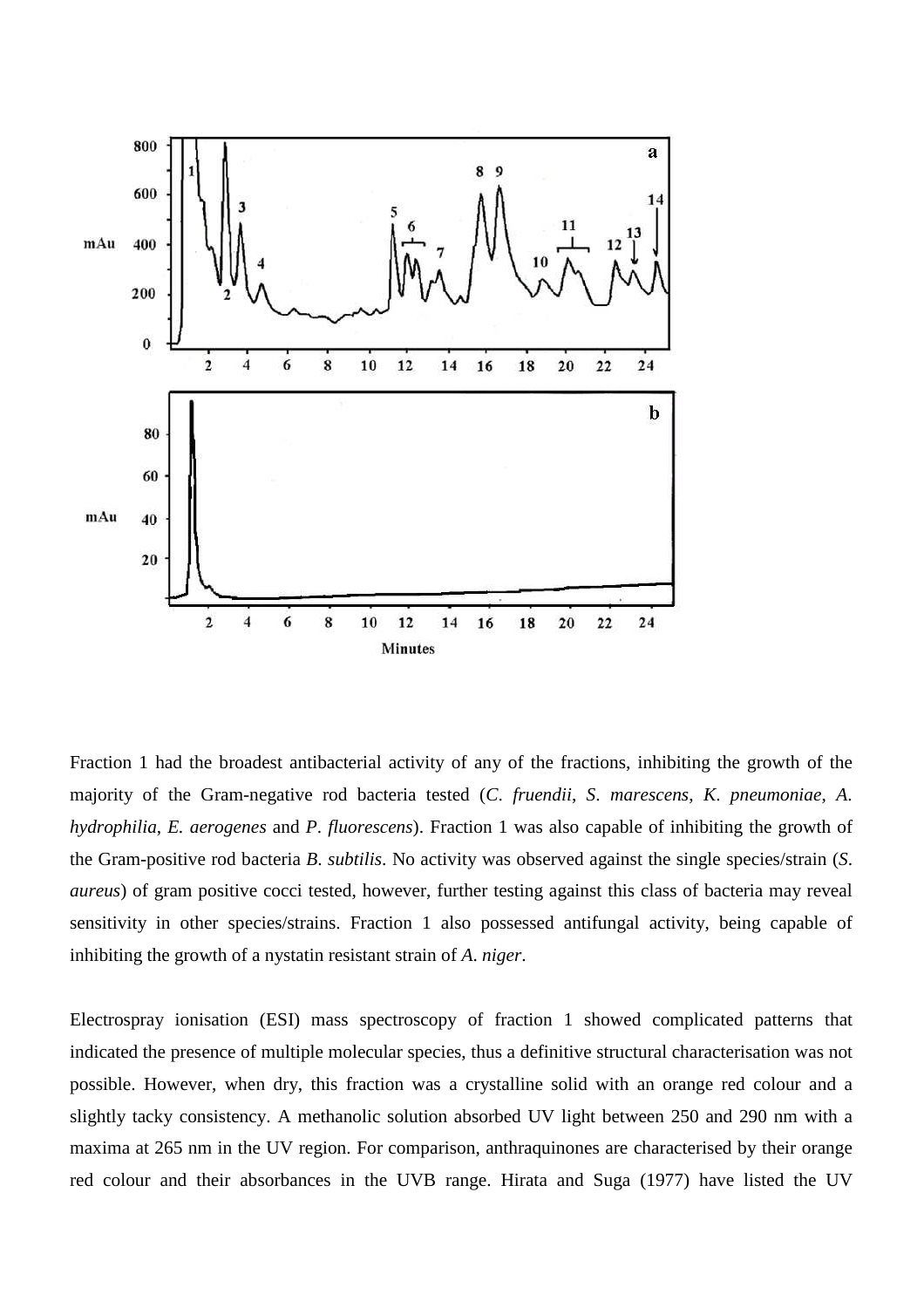Fraction 1 had the broadest antibacterial activity of any of the fractions, inhibiting the growth of the majority of the Gram-negative rod bacteria tested (*C. fruendii*, *S. marescens*, *K. pneumoniae*, *A. hydrophilia*, *E. aerogenes* and *P. fluorescens*). Fraction 1 was also capable of inhibiting the growth of the Gram-positive rod bacteria *B. subtilis*. No activity was observed against the single species/strain (*S. aureus*) of gram positive cocci tested, however, further testing against this class of bacteria may reveal sensitivity in other species/strains. Fraction 1 also possessed antifungal activity, being capable of inhibiting the growth of a nystatin resistant strain of *A. niger*.

Electrospray ionisation (ESI) mass spectroscopy of fraction 1 showed complicated patterns that indicated the presence of multiple molecular species, thus a definitive structural characterisation was not possible. However, when dry, this fraction was a crystalline solid with an orange red colour and a slightly tacky consistency. A methanolic solution absorbed UV light between 250 and 290 nm with a maxima at 265 nm in the UV region. For comparison, anthraquinones are characterised by their orange red colour and their absorbances in the UVB range. Hirata and Suga (1977) have listed the UV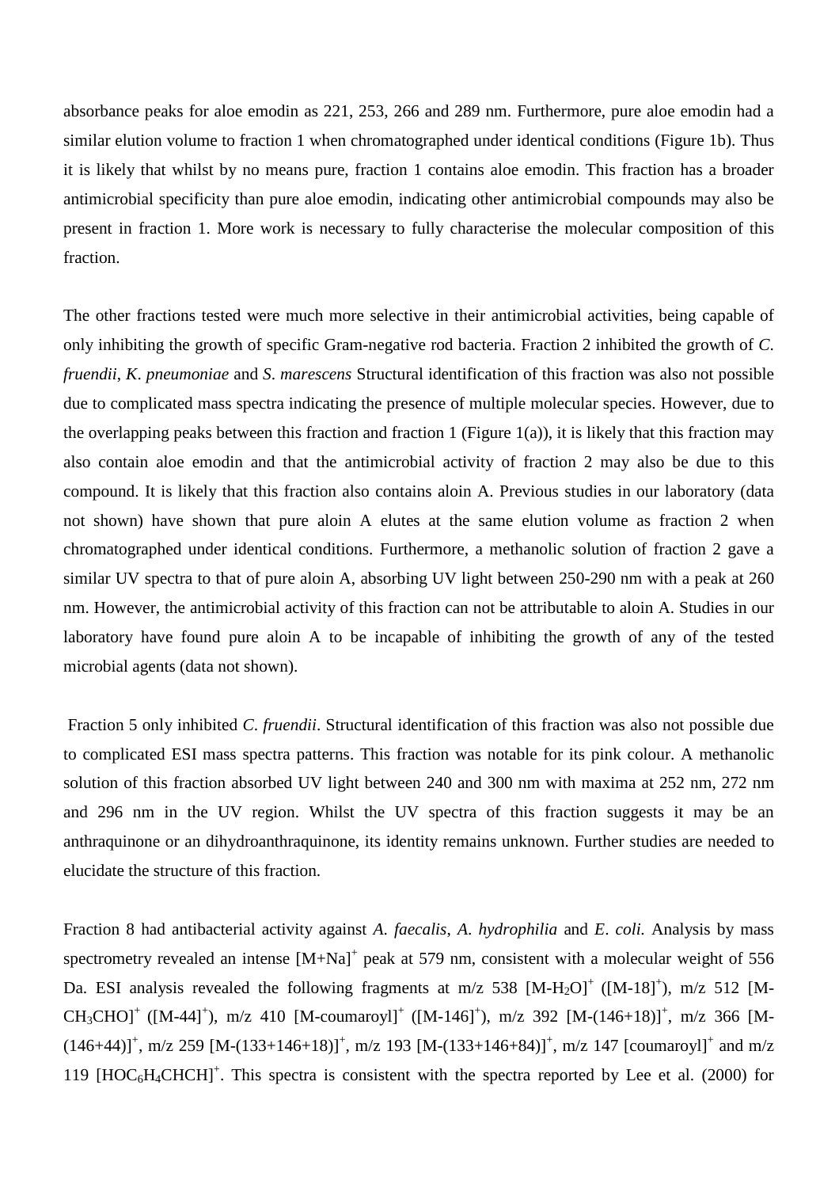absorbance peaks for aloe emodin as 221, 253, 266 and 289 nm. Furthermore, pure aloe emodin had a similar elution volume to fraction 1 when chromatographed under identical conditions (Figure 1b). Thus it is likely that whilst by no means pure, fraction 1 contains aloe emodin. This fraction has a broader antimicrobial specificity than pure aloe emodin, indicating other antimicrobial compounds may also be present in fraction 1. More work is necessary to fully characterise the molecular composition of this fraction.

The other fractions tested were much more selective in their antimicrobial activities, being capable of only inhibiting the growth of specific Gram-negative rod bacteria. Fraction 2 inhibited the growth of *C. fruendii*, *K. pneumoniae* and *S. marescens* Structural identification of this fraction was also not possible due to complicated mass spectra indicating the presence of multiple molecular species. However, due to the overlapping peaks between this fraction and fraction 1 (Figure 1(a)), it is likely that this fraction may also contain aloe emodin and that the antimicrobial activity of fraction 2 may also be due to this compound. It is likely that this fraction also contains aloin A. Previous studies in our laboratory (data not shown) have shown that pure aloin A elutes at the same elution volume as fraction 2 when chromatographed under identical conditions. Furthermore, a methanolic solution of fraction 2 gave a similar UV spectra to that of pure aloin A, absorbing UV light between 250-290 nm with a peak at 260 nm. However, the antimicrobial activity of this fraction can not be attributable to aloin A. Studies in our laboratory have found pure aloin A to be incapable of inhibiting the growth of any of the tested microbial agents (data not shown).

Fraction 5 only inhibited *C. fruendii*. Structural identification of this fraction was also not possible due to complicated ESI mass spectra patterns. This fraction was notable for its pink colour. A methanolic solution of this fraction absorbed UV light between 240 and 300 nm with maxima at 252 nm, 272 nm and 296 nm in the UV region. Whilst the UV spectra of this fraction suggests it may be an anthraquinone or an dihydroanthraquinone, its identity remains unknown. Further studies are needed to elucidate the structure of this fraction.

Fraction 8 had antibacterial activity against *A. faecalis*, *A. hydrophilia* and *E. coli.* Analysis by mass spectrometry revealed an intense $[M+Na]^+$ peak at 579 nm, consistent with a molecular weight of 556 Da. ESI analysis revealed the following fragments at m/z 538 $[M\text{-}H_2O]^+$ ($[M\text{-}18]^+$), m/z 512 $[M\text{-}CH_3CHO]^+$ ($[M\text{-}44]^+$), m/z 410 $[M\text{-coumaroyl}]^+$ ($[M\text{-}146]^+$), m/z 392 $[M\text{-}(146+18)]^+$, m/z 366 $[M\text{-}(146+44)]^+$, m/z 259 $[M\text{-}(133+146+18)]^+$, m/z 193 $[M\text{-}(133+146+84)]^+$, m/z 147 $[\text{coumaroyl}]^+$ and m/z 119 $[HOC_6H_4CHCH]^+$. This spectra is consistent with the spectra reported by Lee et al. (2000) for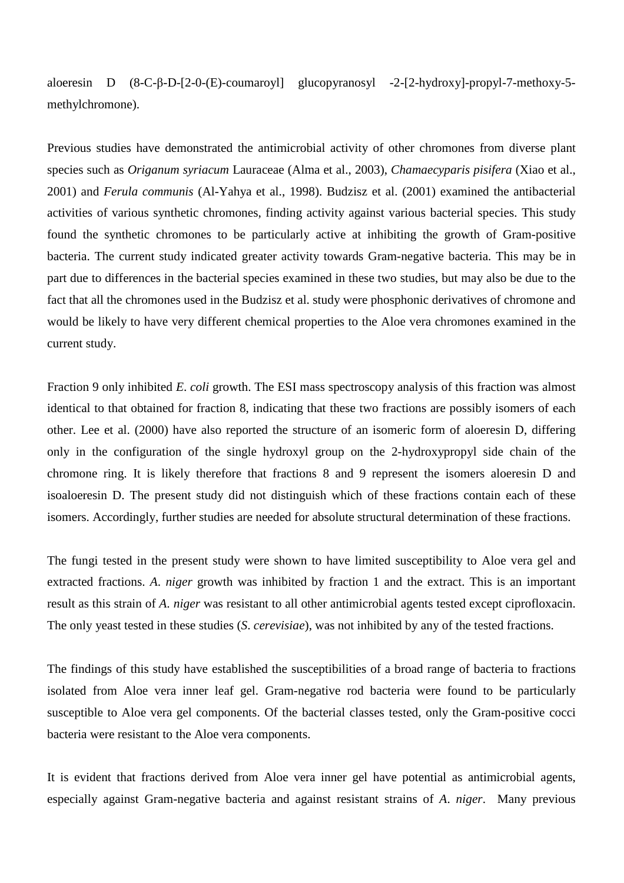aloeresin D (8-C-β-D-[2-0-(E)-coumaroyl] glucopyranosyl -2-[2-hydroxy]-propyl-7-methoxy-5-methylchromone).

Previous studies have demonstrated the antimicrobial activity of other chromones from diverse plant species such as *Origanum syriacum* Lauraceae (Alma et al., 2003), *Chamaecyparis pisifera* (Xiao et al., 2001) and *Ferula communis* (Al-Yahya et al., 1998). Budzisz et al. (2001) examined the antibacterial activities of various synthetic chromones, finding activity against various bacterial species. This study found the synthetic chromones to be particularly active at inhibiting the growth of Gram-positive bacteria. The current study indicated greater activity towards Gram-negative bacteria. This may be in part due to differences in the bacterial species examined in these two studies, but may also be due to the fact that all the chromones used in the Budzisz et al. study were phosphonic derivatives of chromone and would be likely to have very different chemical properties to the Aloe vera chromones examined in the current study.

Fraction 9 only inhibited *E. coli* growth. The ESI mass spectroscopy analysis of this fraction was almost identical to that obtained for fraction 8, indicating that these two fractions are possibly isomers of each other. Lee et al. (2000) have also reported the structure of an isomeric form of aloeresin D, differing only in the configuration of the single hydroxyl group on the 2-hydroxypropyl side chain of the chromone ring. It is likely therefore that fractions 8 and 9 represent the isomers aloeresin D and isoaloeresin D. The present study did not distinguish which of these fractions contain each of these isomers. Accordingly, further studies are needed for absolute structural determination of these fractions.

The fungi tested in the present study were shown to have limited susceptibility to Aloe vera gel and extracted fractions. *A. niger* growth was inhibited by fraction 1 and the extract. This is an important result as this strain of *A. niger* was resistant to all other antimicrobial agents tested except ciprofloxacin. The only yeast tested in these studies (*S. cerevisiae*), was not inhibited by any of the tested fractions.

The findings of this study have established the susceptibilities of a broad range of bacteria to fractions isolated from Aloe vera inner leaf gel. Gram-negative rod bacteria were found to be particularly susceptible to Aloe vera gel components. Of the bacterial classes tested, only the Gram-positive cocci bacteria were resistant to the Aloe vera components.

It is evident that fractions derived from Aloe vera inner gel have potential as antimicrobial agents, especially against Gram-negative bacteria and against resistant strains of *A. niger*. Many previous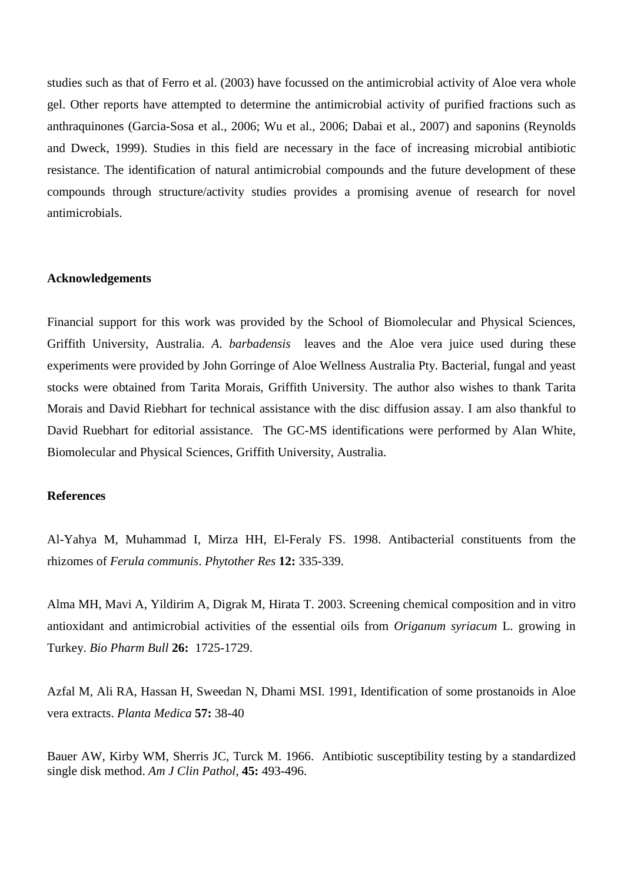studies such as that of Ferro et al. (2003) have focussed on the antimicrobial activity of Aloe vera whole gel. Other reports have attempted to determine the antimicrobial activity of purified fractions such as anthraquinones (Garcia-Sosa et al., 2006; Wu et al., 2006; Dabai et al., 2007) and saponins (Reynolds and Dweck, 1999). Studies in this field are necessary in the face of increasing microbial antibiotic resistance. The identification of natural antimicrobial compounds and the future development of these compounds through structure/activity studies provides a promising avenue of research for novel antimicrobials.

**Acknowledgements**

Financial support for this work was provided by the School of Biomolecular and Physical Sciences, Griffith University, Australia. *A. barbadensis* leaves and the Aloe vera juice used during these experiments were provided by John Gorringe of Aloe Wellness Australia Pty. Bacterial, fungal and yeast stocks were obtained from Tarita Morais, Griffith University. The author also wishes to thank Tarita Morais and David Riebhart for technical assistance with the disc diffusion assay. I am also thankful to David Ruebhart for editorial assistance. The GC-MS identifications were performed by Alan White, Biomolecular and Physical Sciences, Griffith University, Australia.

**References**

Al-Yahya M, Muhammad I, Mirza HH, El-Feraly FS. 1998. Antibacterial constituents from the rhizomes of *Ferula communis*. *Phytother Res* **12:** 335-339.

Alma MH, Mavi A, Yildirim A, Digrak M, Hirata T. 2003. Screening chemical composition and in vitro antioxidant and antimicrobial activities of the essential oils from *Origanum syriacum* L. growing in Turkey. *Bio Pharm Bull* **26:** 1725-1729.

Azfal M, Ali RA, Hassan H, Sweedan N, Dhami MSI. 1991, Identification of some prostanoids in Aloe vera extracts. *Planta Medica* **57:** 38-40

Bauer AW, Kirby WM, Sherris JC, Turck M. 1966. Antibiotic susceptibility testing by a standardized single disk method. *Am J Clin Pathol*, **45:** 493-496.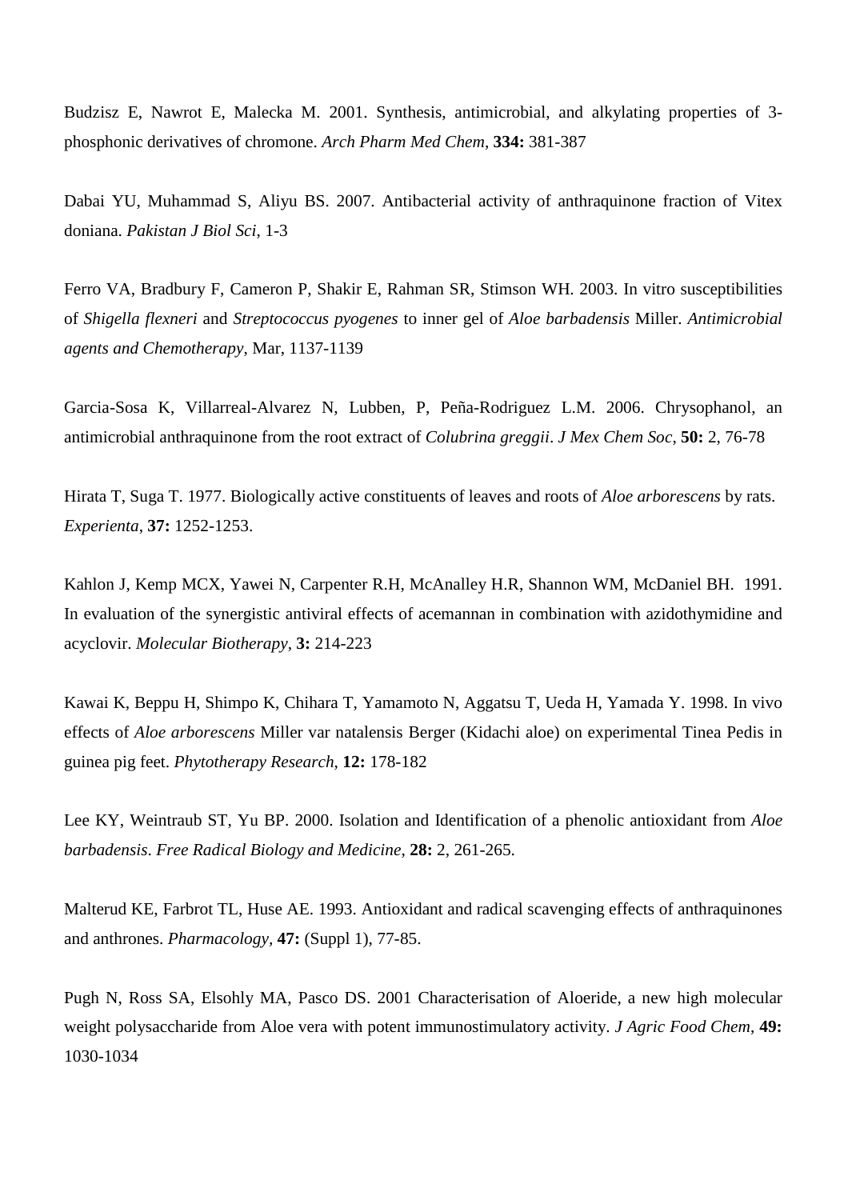Budzisz E, Nawrot E, Malecka M. 2001. Synthesis, antimicrobial, and alkylating properties of 3-phosphonic derivatives of chromone. *Arch Pharm Med Chem*, **334:** 381-387

Dabai YU, Muhammad S, Aliyu BS. 2007. Antibacterial activity of anthraquinone fraction of Vitex doniana. *Pakistan J Biol Sci*, 1-3

Ferro VA, Bradbury F, Cameron P, Shakir E, Rahman SR, Stimson WH. 2003. In vitro susceptibilities of *Shigella flexneri* and *Streptococcus pyogenes* to inner gel of *Aloe barbadensis* Miller. *Antimicrobial agents and Chemotherapy*, Mar, 1137-1139

Garcia-Sosa K, Villarreal-Alvarez N, Lubben, P, Peña-Rodriguez L.M. 2006. Chrysophanol, an antimicrobial anthraquinone from the root extract of *Colubrina greggii*. *J Mex Chem Soc*, **50:** 2, 76-78

Hirata T, Suga T. 1977. Biologically active constituents of leaves and roots of *Aloe arborescens* by rats. *Experienta*, **37:** 1252-1253.

Kahlon J, Kemp MCX, Yawei N, Carpenter R.H, McAnalley H.R, Shannon WM, McDaniel BH. 1991. In evaluation of the synergistic antiviral effects of acemannan in combination with azidothymidine and acyclovir. *Molecular Biotherapy*, **3:** 214-223

Kawai K, Beppu H, Shimpo K, Chihara T, Yamamoto N, Aggatsu T, Ueda H, Yamada Y. 1998. In vivo effects of *Aloe arborescens* Miller var natalensis Berger (Kidachi aloe) on experimental Tinea Pedis in guinea pig feet. *Phytotherapy Research*, **12:** 178-182

Lee KY, Weintraub ST, Yu BP. 2000. Isolation and Identification of a phenolic antioxidant from *Aloe barbadensis*. *Free Radical Biology and Medicine*, **28:** 2, 261-265.

Malterud KE, Farbrot TL, Huse AE. 1993. Antioxidant and radical scavenging effects of anthraquinones and anthrones. *Pharmacology*, **47:** (Suppl 1), 77-85.

Pugh N, Ross SA, Elsohly MA, Pasco DS. 2001 Characterisation of Aloeride, a new high molecular weight polysaccharide from Aloe vera with potent immunostimulatory activity. *J Agric Food Chem*, **49:** 1030-1034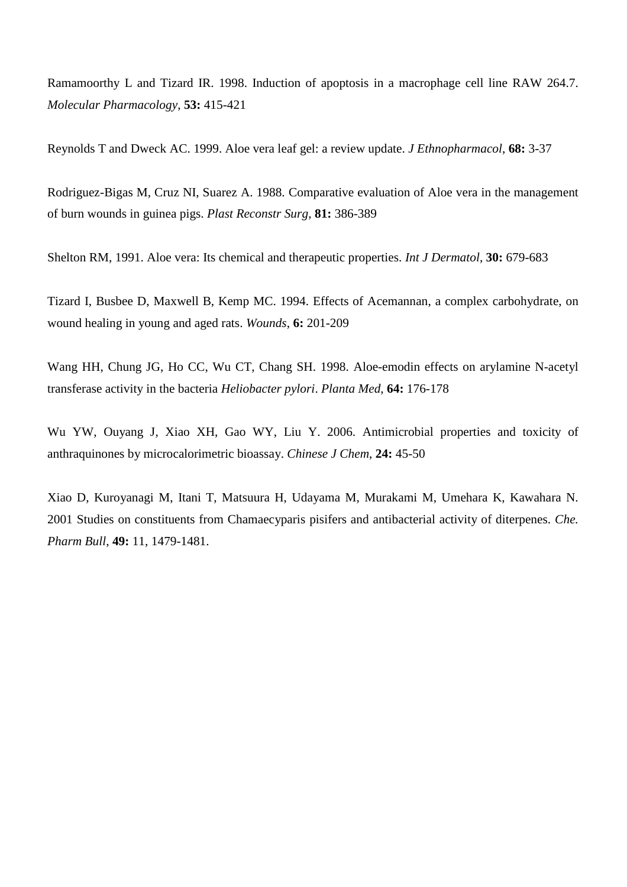Ramamoorthy L and Tizard IR. 1998. Induction of apoptosis in a macrophage cell line RAW 264.7. *Molecular Pharmacology*, **53:** 415-421

Reynolds T and Dweck AC. 1999. Aloe vera leaf gel: a review update. *J Ethnopharmacol*, **68:** 3-37

Rodriguez-Bigas M, Cruz NI, Suarez A. 1988. Comparative evaluation of Aloe vera in the management of burn wounds in guinea pigs. *Plast Reconstr Surg*, **81:** 386-389

Shelton RM, 1991. Aloe vera: Its chemical and therapeutic properties. *Int J Dermatol*, **30:** 679-683

Tizard I, Busbee D, Maxwell B, Kemp MC. 1994. Effects of Acemannan, a complex carbohydrate, on wound healing in young and aged rats. *Wounds*, **6:** 201-209

Wang HH, Chung JG, Ho CC, Wu CT, Chang SH. 1998. Aloe-emodin effects on arylamine N-acetyl transferase activity in the bacteria *Heliobacter pylori*. *Planta Med,* **64:** 176-178

Wu YW, Ouyang J, Xiao XH, Gao WY, Liu Y. 2006. Antimicrobial properties and toxicity of anthraquinones by microcalorimetric bioassay. *Chinese J Chem*, **24:** 45-50

Xiao D, Kuroyanagi M, Itani T, Matsuura H, Udayama M, Murakami M, Umehara K, Kawahara N. 2001 Studies on constituents from Chamaecyparis pisifers and antibacterial activity of diterpenes. *Che. Pharm Bull*, **49:** 11, 1479-1481.